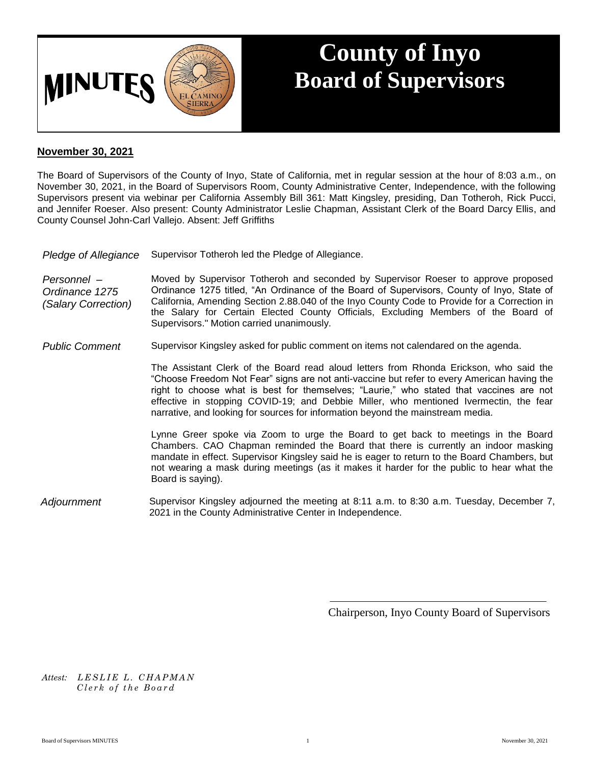# MINUTES

# County of Inyo Board of Supervisors

**November 30, 2021**

The Board of Supervisors of the County of Inyo, State of California, met in regular session at the hour of 8:03 a.m., on November 30, 2021, in the Board of Supervisors Room, County Administrative Center, Independence, with the following Supervisors present via webinar per California Assembly Bill 361: Matt Kingsley, presiding, Dan Totheroh, Rick Pucci, and Jennifer Roeser. Also present: County Administrator Leslie Chapman, Assistant Clerk of the Board Darcy Ellis, and County Counsel John-Carl Vallejo. Absent: Jeff Griffiths

*Pledge of Allegiance*

Supervisor Totheroh led the Pledge of Allegiance.

*Personnel – Ordinance 1275 (Salary Correction)*

Moved by Supervisor Totheroh and seconded by Supervisor Roeser to approve proposed Ordinance 1275 titled, "An Ordinance of the Board of Supervisors, County of Inyo, State of California, Amending Section 2.88.040 of the Inyo County Code to Provide for a Correction in the Salary for Certain Elected County Officials, Excluding Members of the Board of Supervisors." Motion carried unanimously.

*Public Comment*

Supervisor Kingsley asked for public comment on items not calendared on the agenda.

The Assistant Clerk of the Board read aloud letters from Rhonda Erickson, who said the "Choose Freedom Not Fear" signs are not anti-vaccine but refer to every American having the right to choose what is best for themselves; "Laurie," who stated that vaccines are not effective in stopping COVID-19; and Debbie Miller, who mentioned Ivermectin, the fear narrative, and looking for sources for information beyond the mainstream media.

Lynne Greer spoke via Zoom to urge the Board to get back to meetings in the Board Chambers. CAO Chapman reminded the Board that there is currently an indoor masking mandate in effect. Supervisor Kingsley said he is eager to return to the Board Chambers, but not wearing a mask during meetings (as it makes it harder for the public to hear what the Board is saying).

*Adjournment*

Supervisor Kingsley adjourned the meeting at 8:11 a.m. to 8:30 a.m. Tuesday, December 7, 2021 in the County Administrative Center in Independence.

\_\_\_\_\_\_\_\_\_\_\_\_\_\_\_\_\_\_\_\_\_\_\_\_\_\_\_\_\_\_\_\_\_\_\_\_\_\_\_\_

Chairperson, Inyo County Board of Supervisors

*Attest:* *LESLIE L. CHAPMAN*
*Clerk of the Board*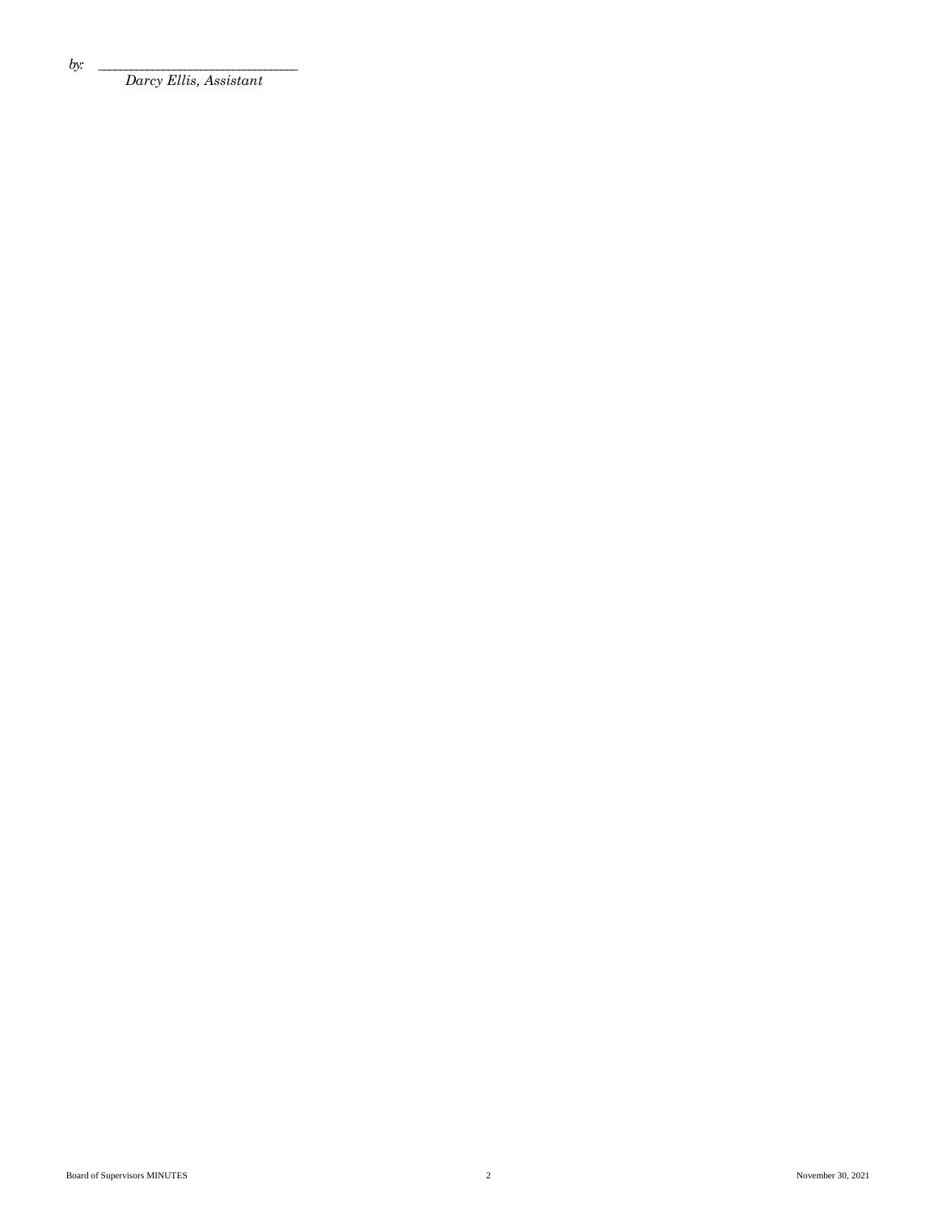*by:* \_\_\_\_\_\_\_\_\_\_\_\_\_\_\_\_\_\_\_\_\_\_\_\_\_\_\_\_\_\_\_\_

*Darcy Ellis, Assistant*